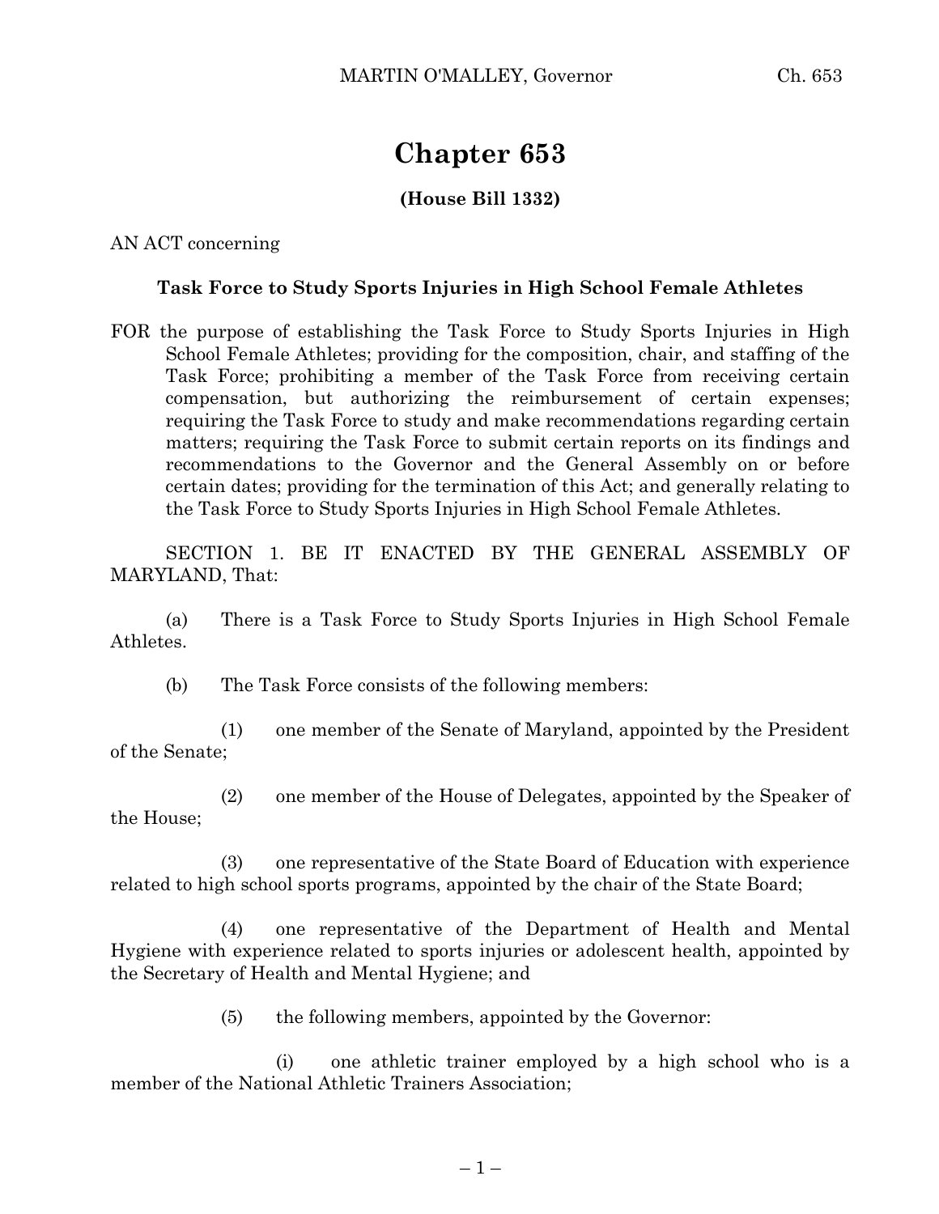# Chapter 653

**(House Bill 1332)**

AN ACT concerning

**Task Force to Study Sports Injuries in High School Female Athletes**

FOR the purpose of establishing the Task Force to Study Sports Injuries in High School Female Athletes; providing for the composition, chair, and staffing of the Task Force; prohibiting a member of the Task Force from receiving certain compensation, but authorizing the reimbursement of certain expenses; requiring the Task Force to study and make recommendations regarding certain matters; requiring the Task Force to submit certain reports on its findings and recommendations to the Governor and the General Assembly on or before certain dates; providing for the termination of this Act; and generally relating to the Task Force to Study Sports Injuries in High School Female Athletes.

SECTION 1. BE IT ENACTED BY THE GENERAL ASSEMBLY OF MARYLAND, That:

(a) There is a Task Force to Study Sports Injuries in High School Female Athletes.

(b) The Task Force consists of the following members:

(1) one member of the Senate of Maryland, appointed by the President of the Senate;

(2) one member of the House of Delegates, appointed by the Speaker of the House;

(3) one representative of the State Board of Education with experience related to high school sports programs, appointed by the chair of the State Board;

(4) one representative of the Department of Health and Mental Hygiene with experience related to sports injuries or adolescent health, appointed by the Secretary of Health and Mental Hygiene; and

(5) the following members, appointed by the Governor:

(i) one athletic trainer employed by a high school who is a member of the National Athletic Trainers Association;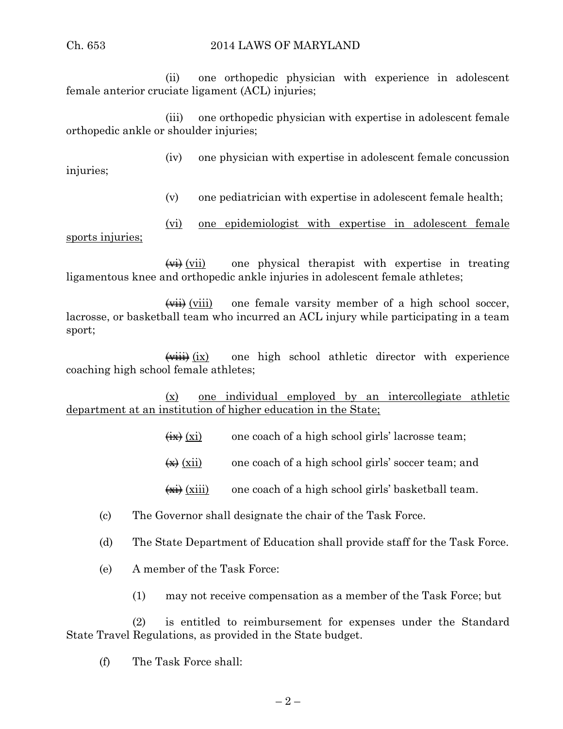(ii) one orthopedic physician with experience in adolescent female anterior cruciate ligament (ACL) injuries;

(iii) one orthopedic physician with expertise in adolescent female orthopedic ankle or shoulder injuries;

(iv) one physician with expertise in adolescent female concussion injuries;

(v) one pediatrician with expertise in adolescent female health;

<u>(vi) one epidemiologist with expertise in adolescent female sports injuries;</u>

~~(vi)~~ <u>(vii)</u> one physical therapist with expertise in treating ligamentous knee and orthopedic ankle injuries in adolescent female athletes;

~~(vii)~~ <u>(viii)</u> one female varsity member of a high school soccer, lacrosse, or basketball team who incurred an ACL injury while participating in a team sport;

~~(viii)~~ <u>(ix)</u> one high school athletic director with experience coaching high school female athletes;

<u>(x) one individual employed by an intercollegiate athletic department at an institution of higher education in the State;</u>

~~(ix)~~ <u>(xi)</u> one coach of a high school girls' lacrosse team;

~~(x)~~ <u>(xii)</u> one coach of a high school girls' soccer team; and

~~(xi)~~ <u>(xiii)</u> one coach of a high school girls' basketball team.

(c) The Governor shall designate the chair of the Task Force.

(d) The State Department of Education shall provide staff for the Task Force.

(e) A member of the Task Force:

(1) may not receive compensation as a member of the Task Force; but

(2) is entitled to reimbursement for expenses under the Standard State Travel Regulations, as provided in the State budget.

(f) The Task Force shall: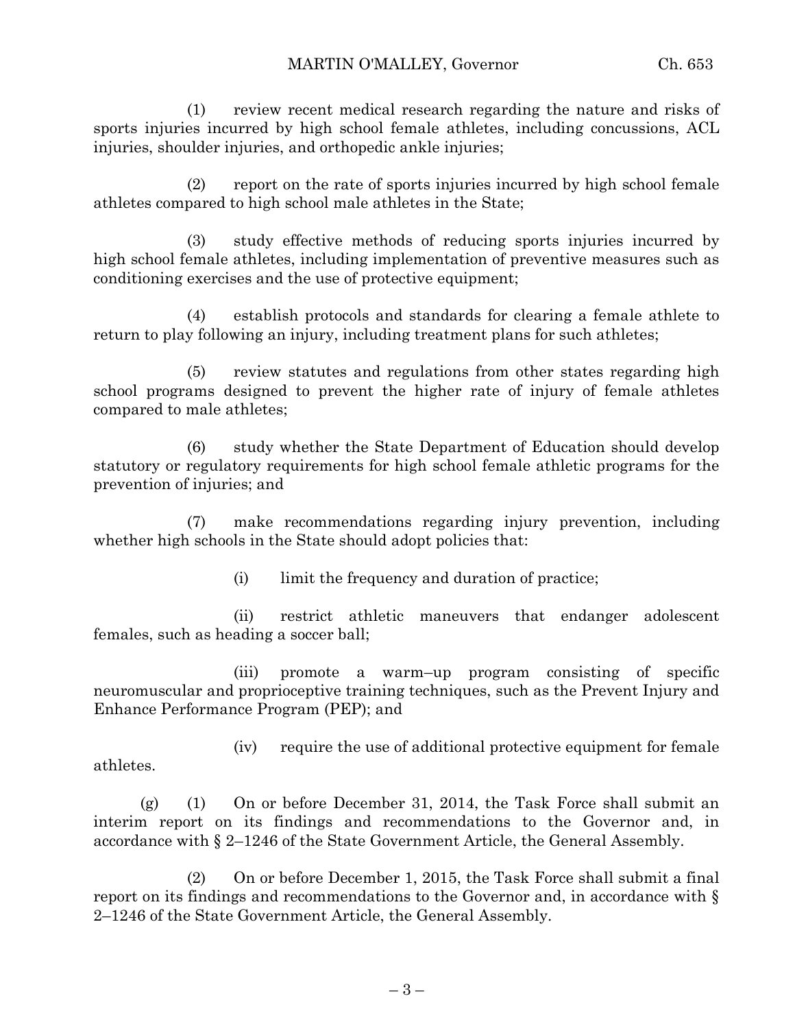(1) review recent medical research regarding the nature and risks of sports injuries incurred by high school female athletes, including concussions, ACL injuries, shoulder injuries, and orthopedic ankle injuries;

(2) report on the rate of sports injuries incurred by high school female athletes compared to high school male athletes in the State;

(3) study effective methods of reducing sports injuries incurred by high school female athletes, including implementation of preventive measures such as conditioning exercises and the use of protective equipment;

(4) establish protocols and standards for clearing a female athlete to return to play following an injury, including treatment plans for such athletes;

(5) review statutes and regulations from other states regarding high school programs designed to prevent the higher rate of injury of female athletes compared to male athletes;

(6) study whether the State Department of Education should develop statutory or regulatory requirements for high school female athletic programs for the prevention of injuries; and

(7) make recommendations regarding injury prevention, including whether high schools in the State should adopt policies that:

(i) limit the frequency and duration of practice;

(ii) restrict athletic maneuvers that endanger adolescent females, such as heading a soccer ball;

(iii) promote a warm–up program consisting of specific neuromuscular and proprioceptive training techniques, such as the Prevent Injury and Enhance Performance Program (PEP); and

(iv) require the use of additional protective equipment for female athletes.

(g) (1) On or before December 31, 2014, the Task Force shall submit an interim report on its findings and recommendations to the Governor and, in accordance with § 2–1246 of the State Government Article, the General Assembly.

(2) On or before December 1, 2015, the Task Force shall submit a final report on its findings and recommendations to the Governor and, in accordance with § 2–1246 of the State Government Article, the General Assembly.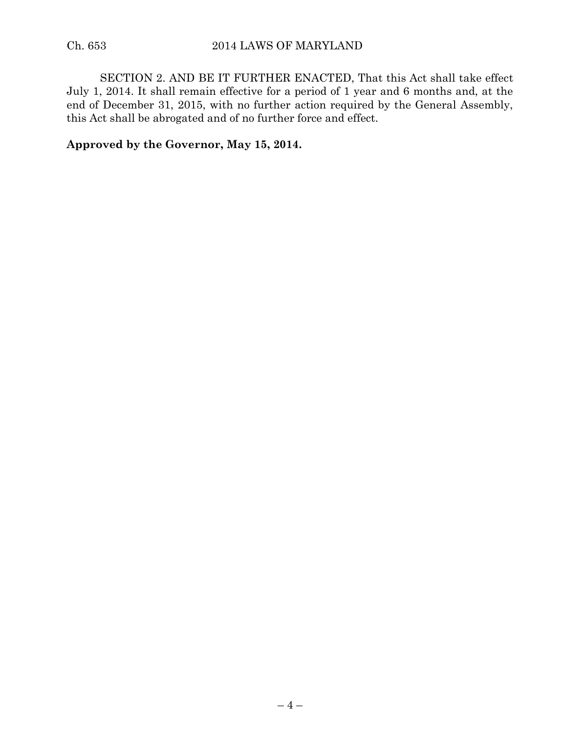SECTION 2. AND BE IT FURTHER ENACTED, That this Act shall take effect July 1, 2014. It shall remain effective for a period of 1 year and 6 months and, at the end of December 31, 2015, with no further action required by the General Assembly, this Act shall be abrogated and of no further force and effect.

**Approved by the Governor, May 15, 2014.**